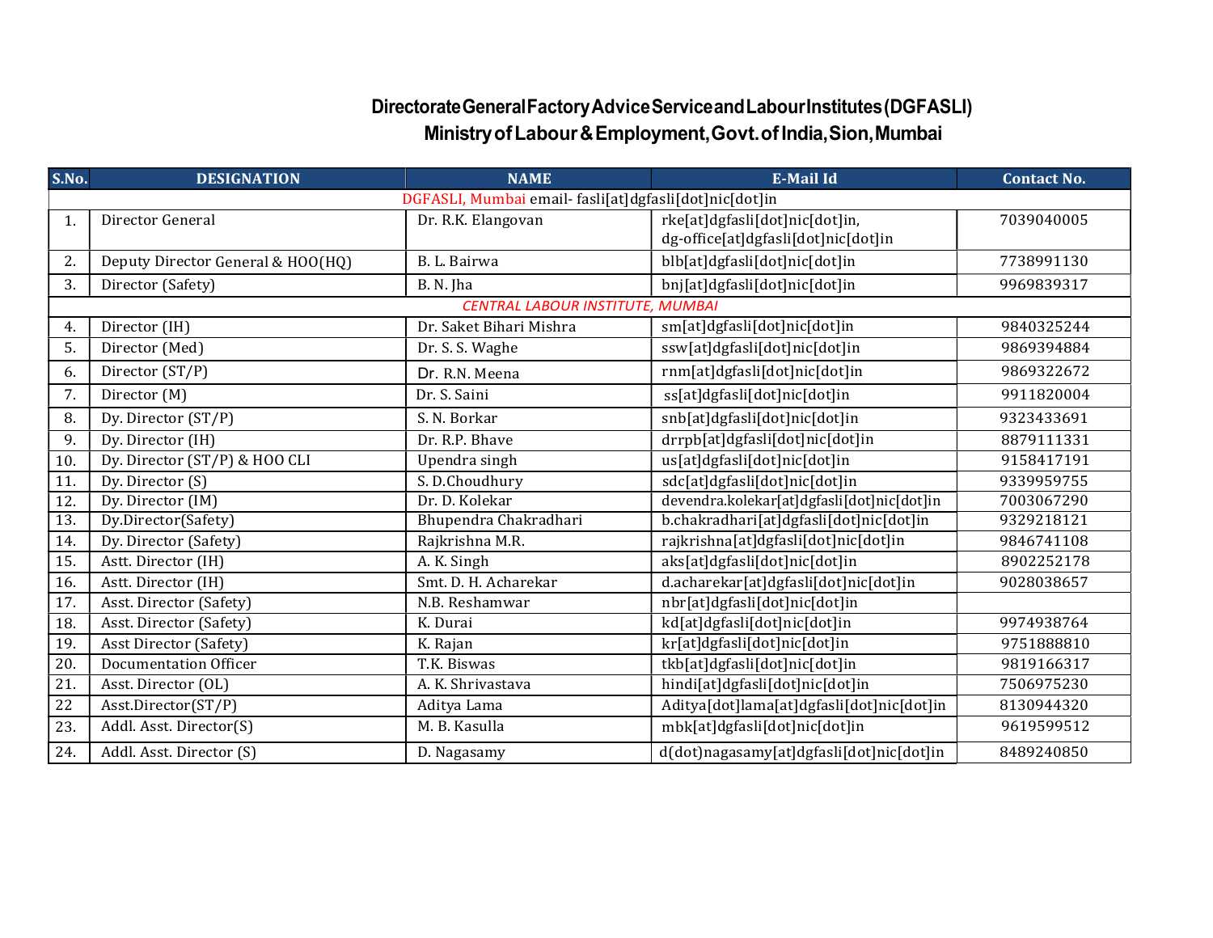# Directorate General Factory Advice Service and Labour Institutes (DGFASLI)

## Ministry of Labour & Employment, Govt. of India, Sion, Mumbai

| S.No. | DESIGNATION | NAME | E-Mail Id | Contact No. |
|---|---|---|---|---|
| DGFASLI, Mumbai email- fasli[at]dgfasli[dot]nic[dot]in | | | | |
| 1. | Director General | Dr. R.K. Elangovan | rke[at]dgfasli[dot]nic[dot]in, dg-office[at]dgfasli[dot]nic[dot]in | 7039040005 |
| 2. | Deputy Director General & HOO(HQ) | B. L. Bairwa | blb[at]dgfasli[dot]nic[dot]in | 7738991130 |
| 3. | Director (Safety) | B. N. Jha | bnj[at]dgfasli[dot]nic[dot]in | 9969839317 |
| *CENTRAL LABOUR INSTITUTE, MUMBAI* | | | | |
| 4. | Director (IH) | Dr. Saket Bihari Mishra | sm[at]dgfasli[dot]nic[dot]in | 9840325244 |
| 5. | Director (Med) | Dr. S. S. Waghe | ssw[at]dgfasli[dot]nic[dot]in | 9869394884 |
| 6. | Director (ST/P) | Dr. R.N. Meena | rnm[at]dgfasli[dot]nic[dot]in | 9869322672 |
| 7. | Director (M) | Dr. S. Saini | ss[at]dgfasli[dot]nic[dot]in | 9911820004 |
| 8. | Dy. Director (ST/P) | S. N. Borkar | snb[at]dgfasli[dot]nic[dot]in | 9323433691 |
| 9. | Dy. Director (IH) | Dr. R.P. Bhave | drrpb[at]dgfasli[dot]nic[dot]in | 8879111331 |
| 10. | Dy. Director (ST/P) & HOO CLI | Upendra singh | us[at]dgfasli[dot]nic[dot]in | 9158417191 |
| 11. | Dy. Director (S) | S. D.Choudhury | sdc[at]dgfasli[dot]nic[dot]in | 9339959755 |
| 12. | Dy. Director (IM) | Dr. D. Kolekar | devendra.kolekar[at]dgfasli[dot]nic[dot]in | 7003067290 |
| 13. | Dy.Director(Safety) | Bhupendra Chakradhari | b.chakradhari[at]dgfasli[dot]nic[dot]in | 9329218121 |
| 14. | Dy. Director (Safety) | Rajkrishna M.R. | rajkrishna[at]dgfasli[dot]nic[dot]in | 9846741108 |
| 15. | Astt. Director (IH) | A. K. Singh | aks[at]dgfasli[dot]nic[dot]in | 8902252178 |
| 16. | Astt. Director (IH) | Smt. D. H. Acharekar | d.acharekar[at]dgfasli[dot]nic[dot]in | 9028038657 |
| 17. | Asst. Director (Safety) | N.B. Reshamwar | nbr[at]dgfasli[dot]nic[dot]in | |
| 18. | Asst. Director (Safety) | K. Durai | kd[at]dgfasli[dot]nic[dot]in | 9974938764 |
| 19. | Asst Director (Safety) | K. Rajan | kr[at]dgfasli[dot]nic[dot]in | 9751888810 |
| 20. | Documentation Officer | T.K. Biswas | tkb[at]dgfasli[dot]nic[dot]in | 9819166317 |
| 21. | Asst. Director (OL) | A. K. Shrivastava | hindi[at]dgfasli[dot]nic[dot]in | 7506975230 |
| 22 | Asst.Director(ST/P) | Aditya Lama | Aditya[dot]lama[at]dgfasli[dot]nic[dot]in | 8130944320 |
| 23. | Addl. Asst. Director(S) | M. B. Kasulla | mbk[at]dgfasli[dot]nic[dot]in | 9619599512 |
| 24. | Addl. Asst. Director (S) | D. Nagasamy | d(dot)nagasamy[at]dgfasli[dot]nic[dot]in | 8489240850 |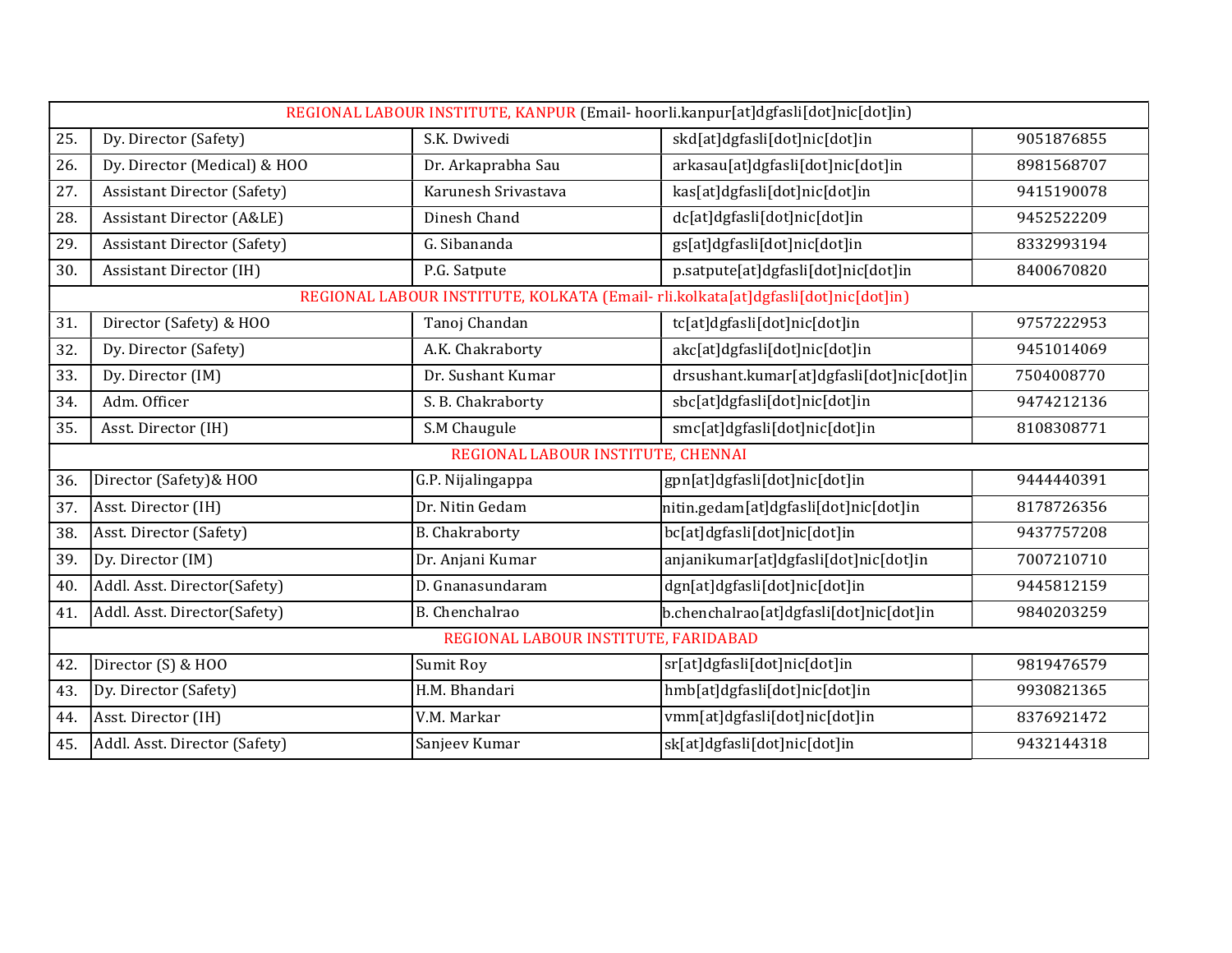| | | | | |
|---|---|---|---|---|
| REGIONAL LABOUR INSTITUTE, KANPUR (Email- hoorli.kanpur[at]dgfasli[dot]nic[dot]in) | | | | |
| 25. | Dy. Director (Safety) | S.K. Dwivedi | skd[at]dgfasli[dot]nic[dot]in | 9051876855 |
| 26. | Dy. Director (Medical) & HOO | Dr. Arkaprabha Sau | arkasau[at]dgfasli[dot]nic[dot]in | 8981568707 |
| 27. | Assistant Director (Safety) | Karunesh Srivastava | kas[at]dgfasli[dot]nic[dot]in | 9415190078 |
| 28. | Assistant Director (A&LE) | Dinesh Chand | dc[at]dgfasli[dot]nic[dot]in | 9452522209 |
| 29. | Assistant Director (Safety) | G. Sibananda | gs[at]dgfasli[dot]nic[dot]in | 8332993194 |
| 30. | Assistant Director (IH) | P.G. Satpute | p.satpute[at]dgfasli[dot]nic[dot]in | 8400670820 |
| REGIONAL LABOUR INSTITUTE, KOLKATA (Email- rli.kolkata[at]dgfasli[dot]nic[dot]in) | | | | |
| 31. | Director (Safety) & HOO | Tanoj Chandan | tc[at]dgfasli[dot]nic[dot]in | 9757222953 |
| 32. | Dy. Director (Safety) | A.K. Chakraborty | akc[at]dgfasli[dot]nic[dot]in | 9451014069 |
| 33. | Dy. Director (IM) | Dr. Sushant Kumar | drsushant.kumar[at]dgfasli[dot]nic[dot]in | 7504008770 |
| 34. | Adm. Officer | S. B. Chakraborty | sbc[at]dgfasli[dot]nic[dot]in | 9474212136 |
| 35. | Asst. Director (IH) | S.M Chaugule | smc[at]dgfasli[dot]nic[dot]in | 8108308771 |
| REGIONAL LABOUR INSTITUTE, CHENNAI | | | | |
| 36. | Director (Safety)& HOO | G.P. Nijalingappa | gpn[at]dgfasli[dot]nic[dot]in | 9444440391 |
| 37. | Asst. Director (IH) | Dr. Nitin Gedam | nitin.gedam[at]dgfasli[dot]nic[dot]in | 8178726356 |
| 38. | Asst. Director (Safety) | B. Chakraborty | bc[at]dgfasli[dot]nic[dot]in | 9437757208 |
| 39. | Dy. Director (IM) | Dr. Anjani Kumar | anjanikumar[at]dgfasli[dot]nic[dot]in | 7007210710 |
| 40. | Addl. Asst. Director(Safety) | D. Gnanasundaram | dgn[at]dgfasli[dot]nic[dot]in | 9445812159 |
| 41. | Addl. Asst. Director(Safety) | B. Chenchalrao | b.chenchalrao[at]dgfasli[dot]nic[dot]in | 9840203259 |
| REGIONAL LABOUR INSTITUTE, FARIDABAD | | | | |
| 42. | Director (S) & HOO | Sumit Roy | sr[at]dgfasli[dot]nic[dot]in | 9819476579 |
| 43. | Dy. Director (Safety) | H.M. Bhandari | hmb[at]dgfasli[dot]nic[dot]in | 9930821365 |
| 44. | Asst. Director (IH) | V.M. Markar | vmm[at]dgfasli[dot]nic[dot]in | 8376921472 |
| 45. | Addl. Asst. Director (Safety) | Sanjeev Kumar | sk[at]dgfasli[dot]nic[dot]in | 9432144318 |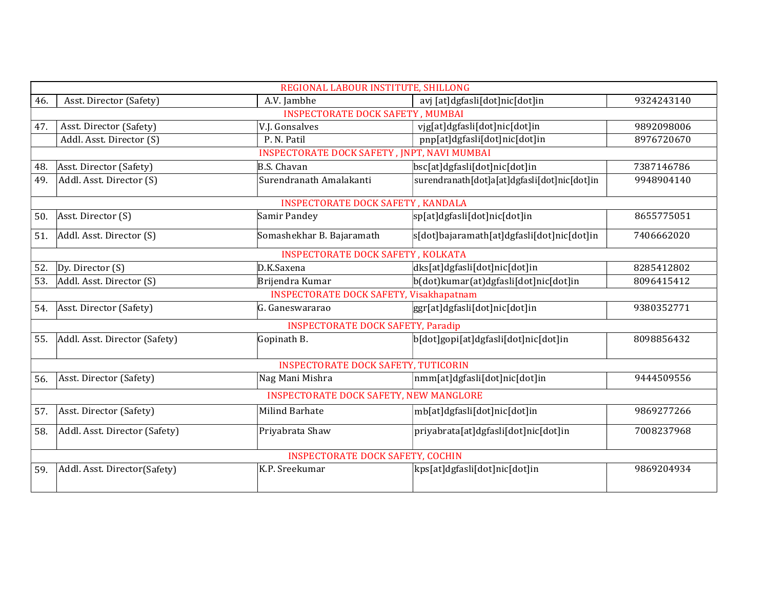| | | | | |
|---|---|---|---|---|
| REGIONAL LABOUR INSTITUTE, SHILLONG | | | | |
| 46. | Asst. Director (Safety) | A.V. Jambhe | avj [at]dgfasli[dot]nic[dot]in | 9324243140 |
| INSPECTORATE DOCK SAFETY , MUMBAI | | | | |
| 47. | Asst. Director (Safety) | V.J. Gonsalves | vjg[at]dgfasli[dot]nic[dot]in | 9892098006 |
| | Addl. Asst. Director (S) | P. N. Patil | pnp[at]dgfasli[dot]nic[dot]in | 8976720670 |
| INSPECTORATE DOCK SAFETY , JNPT, NAVI MUMBAI | | | | |
| 48. | Asst. Director (Safety) | B.S. Chavan | bsc[at]dgfasli[dot]nic[dot]in | 7387146786 |
| 49. | Addl. Asst. Director (S) | Surendranath Amalakanti | surendranath[dot]a[at]dgfasli[dot]nic[dot]in | 9948904140 |
| INSPECTORATE DOCK SAFETY , KANDALA | | | | |
| 50. | Asst. Director (S) | Samir Pandey | sp[at]dgfasli[dot]nic[dot]in | 8655775051 |
| 51. | Addl. Asst. Director (S) | Somashekhar B. Bajaramath | s[dot]bajaramath[at]dgfasli[dot]nic[dot]in | 7406662020 |
| INSPECTORATE DOCK SAFETY , KOLKATA | | | | |
| 52. | Dy. Director (S) | D.K.Saxena | dks[at]dgfasli[dot]nic[dot]in | 8285412802 |
| 53. | Addl. Asst. Director (S) | Brijendra Kumar | b(dot)kumar(at)dgfasli[dot]nic[dot]in | 8096415412 |
| INSPECTORATE DOCK SAFETY, Visakhapatnam | | | | |
| 54. | Asst. Director (Safety) | G. Ganeswararao | ggr[at]dgfasli[dot]nic[dot]in | 9380352771 |
| INSPECTORATE DOCK SAFETY, Paradip | | | | |
| 55. | Addl. Asst. Director (Safety) | Gopinath B. | b[dot]gopi[at]dgfasli[dot]nic[dot]in | 8098856432 |
| INSPECTORATE DOCK SAFETY, TUTICORIN | | | | |
| 56. | Asst. Director (Safety) | Nag Mani Mishra | nmm[at]dgfasli[dot]nic[dot]in | 9444509556 |
| INSPECTORATE DOCK SAFETY, NEW MANGLORE | | | | |
| 57. | Asst. Director (Safety) | Milind Barhate | mb[at]dgfasli[dot]nic[dot]in | 9869277266 |
| 58. | Addl. Asst. Director (Safety) | Priyabrata Shaw | priyabrata[at]dgfasli[dot]nic[dot]in | 7008237968 |
| INSPECTORATE DOCK SAFETY, COCHIN | | | | |
| 59. | Addl. Asst. Director(Safety) | K.P. Sreekumar | kps[at]dgfasli[dot]nic[dot]in | 9869204934 |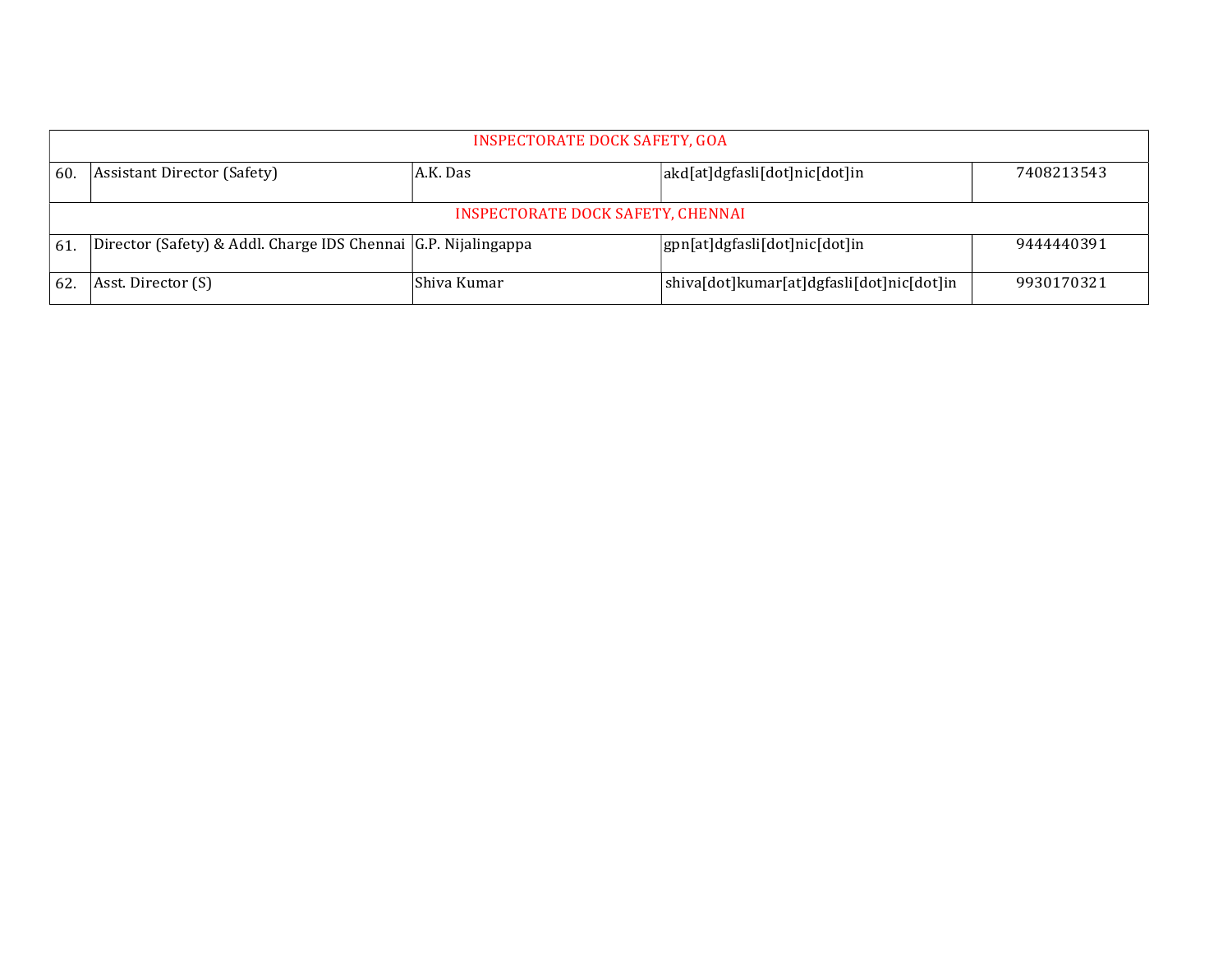| | | | | |
|---|---|---|---|---|
| INSPECTORATE DOCK SAFETY, GOA | | | | |
| 60. | Assistant Director (Safety) | A.K. Das | akd[at]dgfasli[dot]nic[dot]in | 7408213543 |
| INSPECTORATE DOCK SAFETY, CHENNAI | | | | |
| 61. | Director (Safety) & Addl. Charge IDS Chennai | G.P. Nijalingappa | gpn[at]dgfasli[dot]nic[dot]in | 9444440391 |
| 62. | Asst. Director (S) | Shiva Kumar | shiva[dot]kumar[at]dgfasli[dot]nic[dot]in | 9930170321 |